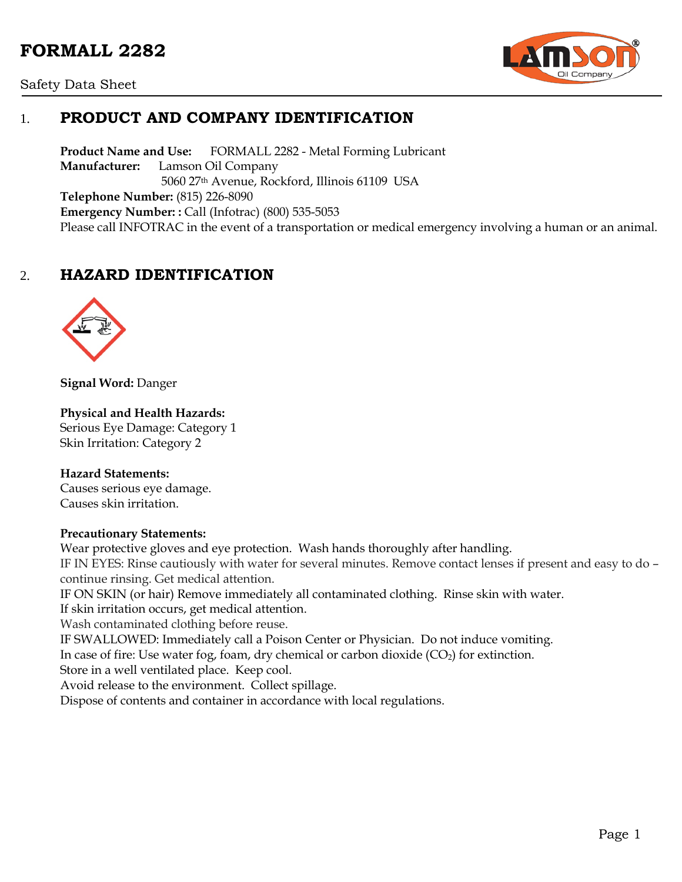# FORMALL 2282

Safety Data Sheet

## 1. PRODUCT AND COMPANY IDENTIFICATION

**Product Name and Use:** FORMALL 2282 - Metal Forming Lubricant
**Manufacturer:** Lamson Oil Company
5060 27th Avenue, Rockford, Illinois 61109 USA
**Telephone Number:** (815) 226-8090
**Emergency Number: :** Call (Infotrac) (800) 535-5053
Please call INFOTRAC in the event of a transportation or medical emergency involving a human or an animal.

## 2. HAZARD IDENTIFICATION

**Signal Word:** Danger

**Physical and Health Hazards:**
Serious Eye Damage: Category 1
Skin Irritation: Category 2

**Hazard Statements:**
Causes serious eye damage.
Causes skin irritation.

**Precautionary Statements:**
Wear protective gloves and eye protection. Wash hands thoroughly after handling.
IF IN EYES: Rinse cautiously with water for several minutes. Remove contact lenses if present and easy to do – continue rinsing. Get medical attention.
IF ON SKIN (or hair) Remove immediately all contaminated clothing. Rinse skin with water.
If skin irritation occurs, get medical attention.
Wash contaminated clothing before reuse.
IF SWALLOWED: Immediately call a Poison Center or Physician. Do not induce vomiting.
In case of fire: Use water fog, foam, dry chemical or carbon dioxide ($CO_2$) for extinction.
Store in a well ventilated place. Keep cool.
Avoid release to the environment. Collect spillage.
Dispose of contents and container in accordance with local regulations.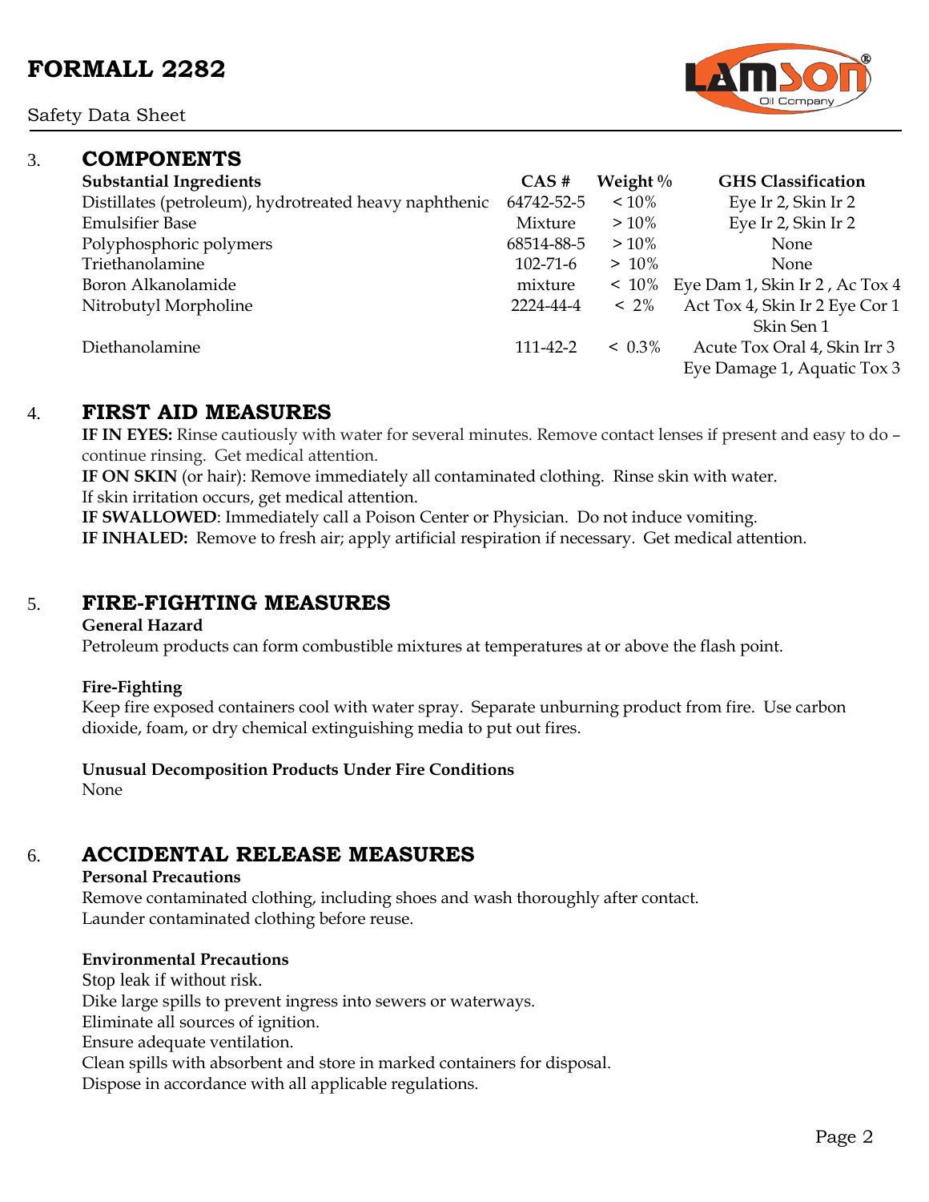## 3. COMPONENTS

| Substantial Ingredients | CAS # | Weight % | GHS Classification |
|---|---|---|---|
| Distillates (petroleum), hydrotreated heavy naphthenic | 64742-52-5 | < 10% | Eye Ir 2, Skin Ir 2 |
| Emulsifier Base | Mixture | > 10% | Eye Ir 2, Skin Ir 2 |
| Polyphosphoric polymers | 68514-88-5 | > 10% | None |
| Triethanolamine | 102-71-6 | > 10% | None |
| Boron Alkanolamide | mixture | < 10% | Eye Dam 1, Skin Ir 2 , Ac Tox 4 |
| Nitrobutyl Morpholine | 2224-44-4 | < 2% | Act Tox 4, Skin Ir 2 Eye Cor 1 Skin Sen 1 |
| Diethanolamine | 111-42-2 | < 0.3% | Acute Tox Oral 4, Skin Irr 3 Eye Damage 1, Aquatic Tox 3 |

## 4. FIRST AID MEASURES

**IF IN EYES:** Rinse cautiously with water for several minutes. Remove contact lenses if present and easy to do – continue rinsing. Get medical attention.
**IF ON SKIN** (or hair): Remove immediately all contaminated clothing. Rinse skin with water.
If skin irritation occurs, get medical attention.
**IF SWALLOWED**: Immediately call a Poison Center or Physician. Do not induce vomiting.
**IF INHALED:** Remove to fresh air; apply artificial respiration if necessary. Get medical attention.

## 5. FIRE-FIGHTING MEASURES

**General Hazard**
Petroleum products can form combustible mixtures at temperatures at or above the flash point.

**Fire-Fighting**
Keep fire exposed containers cool with water spray. Separate unburning product from fire. Use carbon dioxide, foam, or dry chemical extinguishing media to put out fires.

**Unusual Decomposition Products Under Fire Conditions**
None

## 6. ACCIDENTAL RELEASE MEASURES

**Personal Precautions**
Remove contaminated clothing, including shoes and wash thoroughly after contact.
Launder contaminated clothing before reuse.

**Environmental Precautions**
Stop leak if without risk.
Dike large spills to prevent ingress into sewers or waterways.
Eliminate all sources of ignition.
Ensure adequate ventilation.
Clean spills with absorbent and store in marked containers for disposal.
Dispose in accordance with all applicable regulations.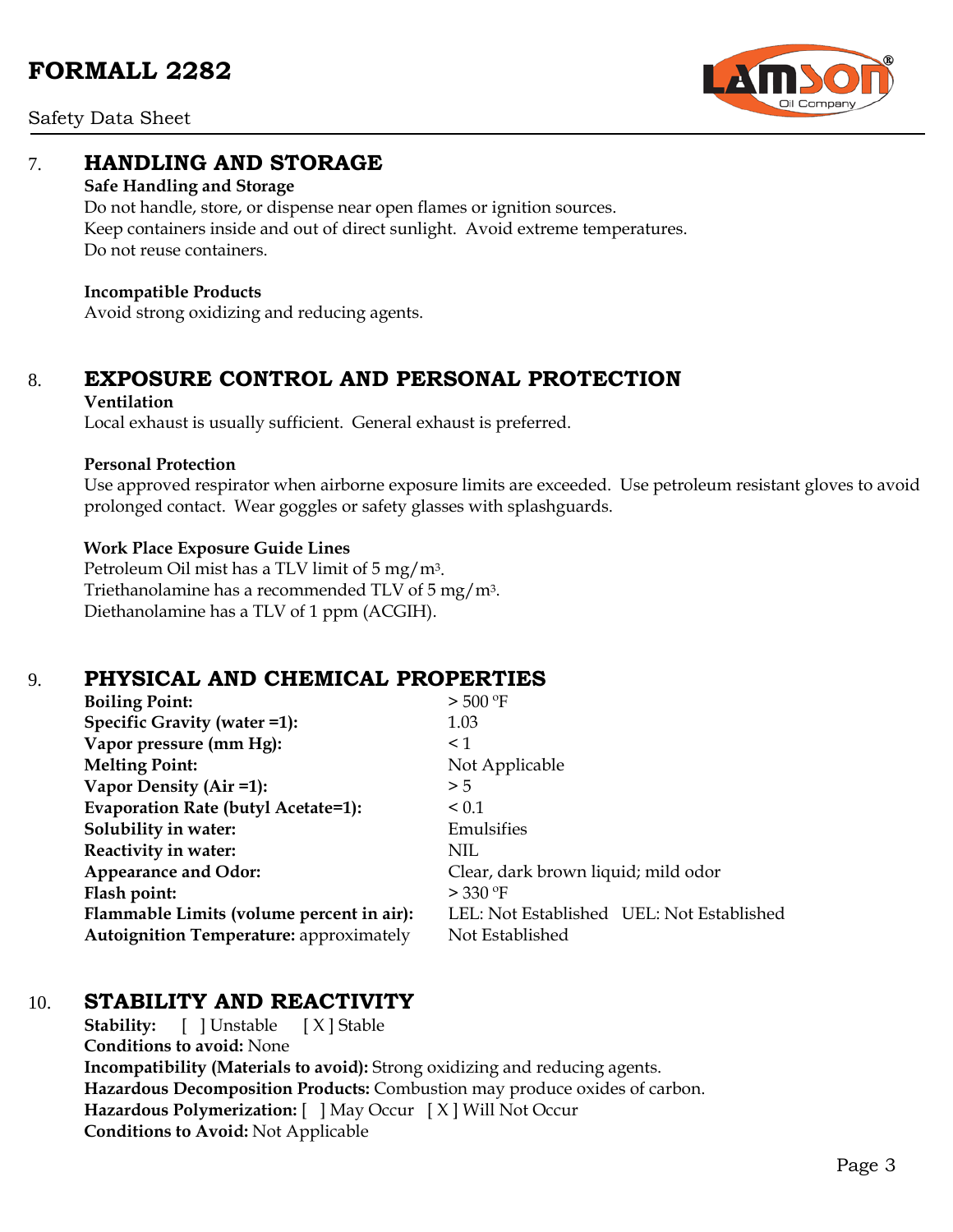## 7. HANDLING AND STORAGE

**Safe Handling and Storage**

Do not handle, store, or dispense near open flames or ignition sources.
Keep containers inside and out of direct sunlight. Avoid extreme temperatures.
Do not reuse containers.

**Incompatible Products**

Avoid strong oxidizing and reducing agents.

## 8. EXPOSURE CONTROL AND PERSONAL PROTECTION

**Ventilation**

Local exhaust is usually sufficient. General exhaust is preferred.

**Personal Protection**

Use approved respirator when airborne exposure limits are exceeded. Use petroleum resistant gloves to avoid prolonged contact. Wear goggles or safety glasses with splashguards.

**Work Place Exposure Guide Lines**

Petroleum Oil mist has a TLV limit of 5 $mg/m^3$.
Triethanolamine has a recommended TLV of 5 $mg/m^3$.
Diethanolamine has a TLV of 1 ppm (ACGIH).

## 9. PHYSICAL AND CHEMICAL PROPERTIES

| | |
|---|---|
| **Boiling Point:** | > 500 ºF |
| **Specific Gravity (water =1):** | 1.03 |
| **Vapor pressure (mm Hg):** | < 1 |
| **Melting Point:** | Not Applicable |
| **Vapor Density (Air =1):** | > 5 |
| **Evaporation Rate (butyl Acetate=1):** | < 0.1 |
| **Solubility in water:** | Emulsifies |
| **Reactivity in water:** | NIL |
| **Appearance and Odor:** | Clear, dark brown liquid; mild odor |
| **Flash point:** | > 330 ºF |
| **Flammable Limits (volume percent in air):** | LEL: Not Established UEL: Not Established |
| **Autoignition Temperature:** approximately | Not Established |

## 10. STABILITY AND REACTIVITY

**Stability:** [ ] Unstable [ X ] Stable
**Conditions to avoid:** None
**Incompatibility (Materials to avoid):** Strong oxidizing and reducing agents.
**Hazardous Decomposition Products:** Combustion may produce oxides of carbon.
**Hazardous Polymerization:** [ ] May Occur [ X ] Will Not Occur
**Conditions to Avoid:** Not Applicable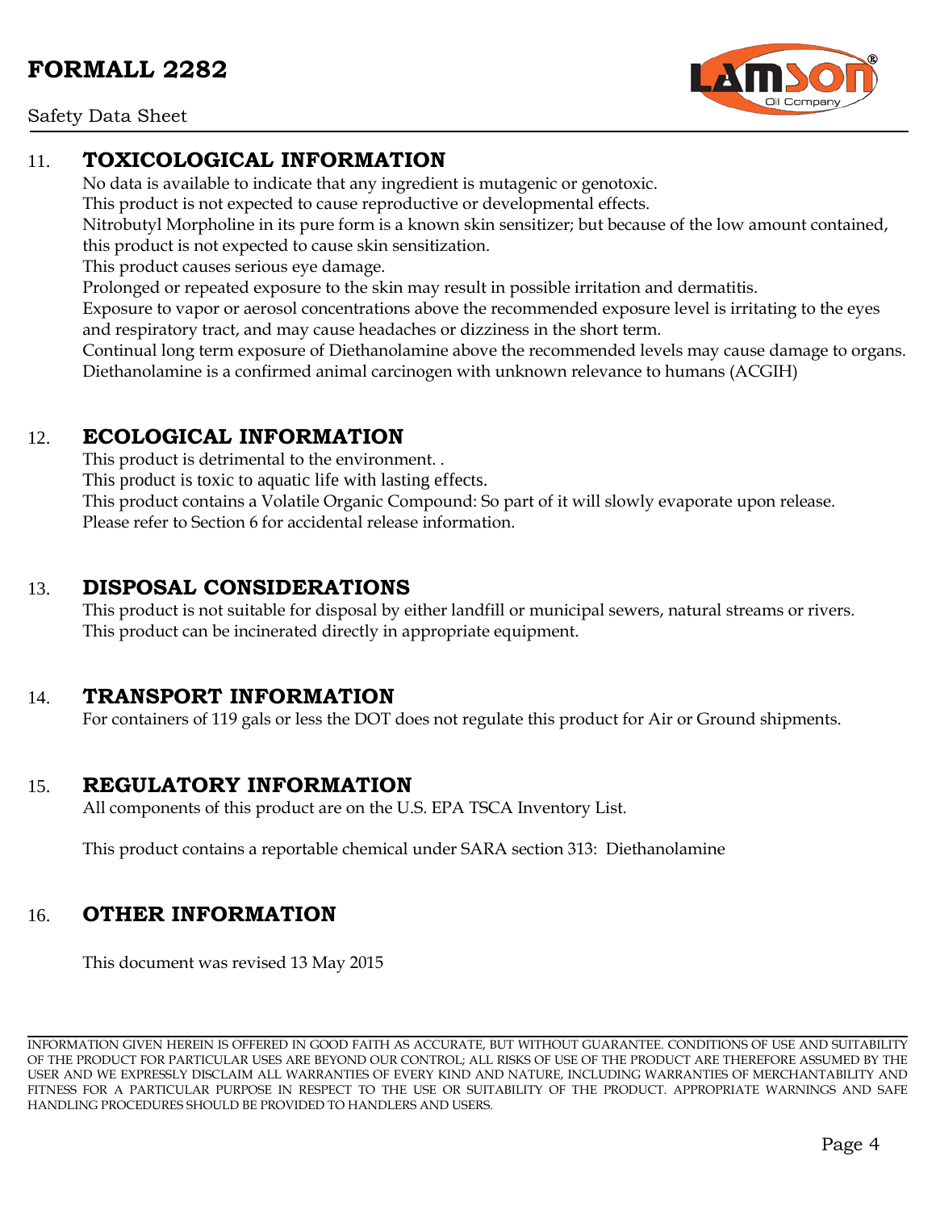## 11. TOXICOLOGICAL INFORMATION

No data is available to indicate that any ingredient is mutagenic or genotoxic.
This product is not expected to cause reproductive or developmental effects.
Nitrobutyl Morpholine in its pure form is a known skin sensitizer; but because of the low amount contained, this product is not expected to cause skin sensitization.
This product causes serious eye damage.
Prolonged or repeated exposure to the skin may result in possible irritation and dermatitis.
Exposure to vapor or aerosol concentrations above the recommended exposure level is irritating to the eyes and respiratory tract, and may cause headaches or dizziness in the short term.
Continual long term exposure of Diethanolamine above the recommended levels may cause damage to organs.
Diethanolamine is a confirmed animal carcinogen with unknown relevance to humans (ACGIH)

## 12. ECOLOGICAL INFORMATION

This product is detrimental to the environment. .
This product is toxic to aquatic life with lasting effects.
This product contains a Volatile Organic Compound: So part of it will slowly evaporate upon release.
Please refer to Section 6 for accidental release information.

## 13. DISPOSAL CONSIDERATIONS

This product is not suitable for disposal by either landfill or municipal sewers, natural streams or rivers.
This product can be incinerated directly in appropriate equipment.

## 14. TRANSPORT INFORMATION

For containers of 119 gals or less the DOT does not regulate this product for Air or Ground shipments.

## 15. REGULATORY INFORMATION

All components of this product are on the U.S. EPA TSCA Inventory List.

This product contains a reportable chemical under SARA section 313: Diethanolamine

## 16. OTHER INFORMATION

This document was revised 13 May 2015

INFORMATION GIVEN HEREIN IS OFFERED IN GOOD FAITH AS ACCURATE, BUT WITHOUT GUARANTEE. CONDITIONS OF USE AND SUITABILITY OF THE PRODUCT FOR PARTICULAR USES ARE BEYOND OUR CONTROL; ALL RISKS OF USE OF THE PRODUCT ARE THEREFORE ASSUMED BY THE USER AND WE EXPRESSLY DISCLAIM ALL WARRANTIES OF EVERY KIND AND NATURE, INCLUDING WARRANTIES OF MERCHANTABILITY AND FITNESS FOR A PARTICULAR PURPOSE IN RESPECT TO THE USE OR SUITABILITY OF THE PRODUCT. APPROPRIATE WARNINGS AND SAFE HANDLING PROCEDURES SHOULD BE PROVIDED TO HANDLERS AND USERS.